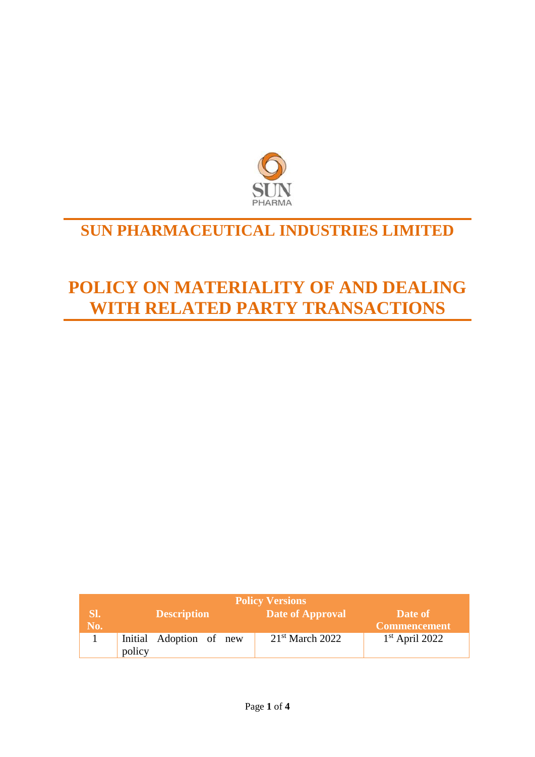SUN PHARMA

# SUN PHARMACEUTICAL INDUSTRIES LIMITED

# POLICY ON MATERIALITY OF AND DEALING WITH RELATED PARTY TRANSACTIONS

| Policy Versions | | | |
|---|---|---|---|
| Sl. No. | Description | Date of Approval | Date of Commencement |
| 1 | Initial Adoption of new policy | 21st March 2022 | 1st April 2022 |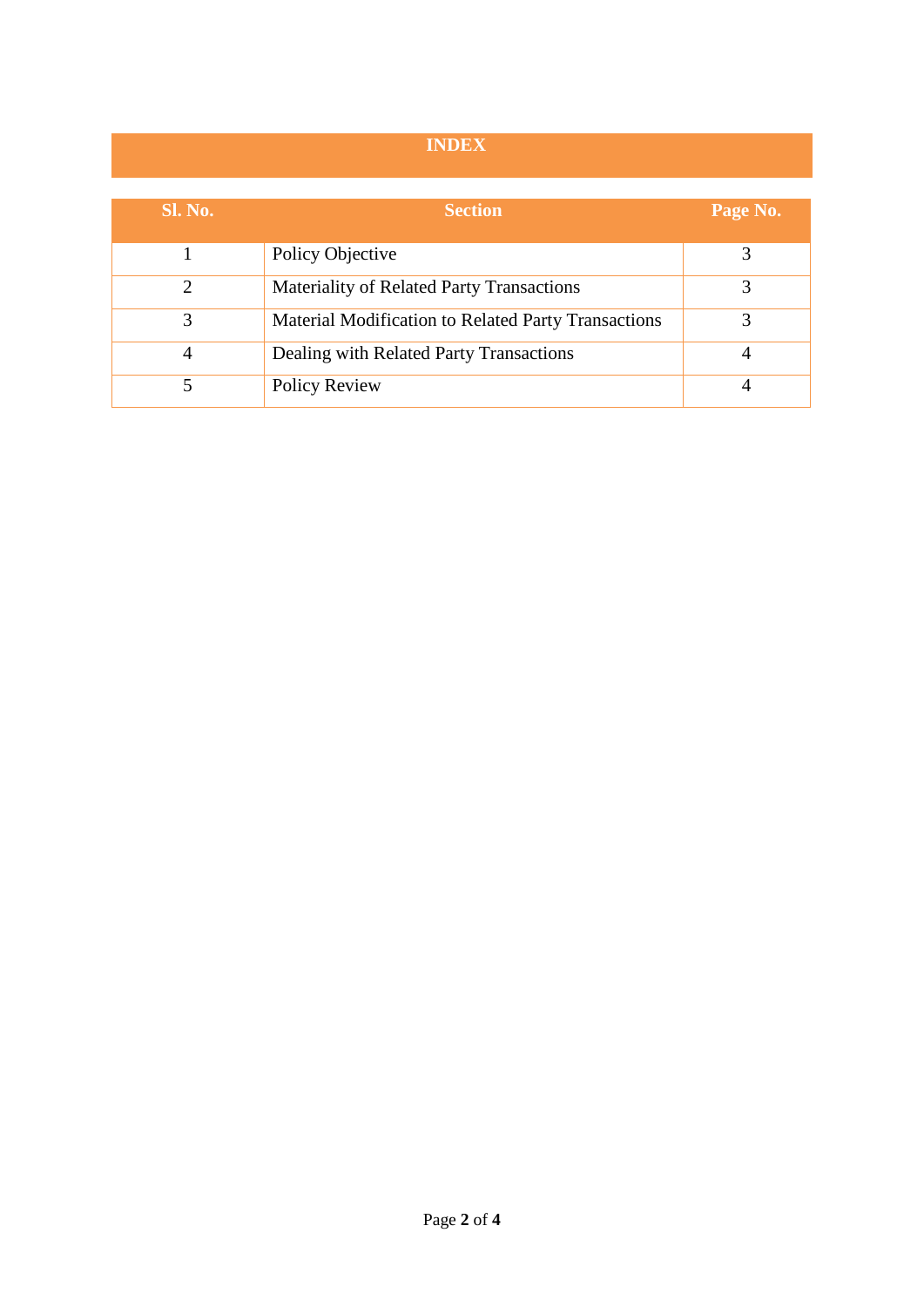# INDEX

| Sl. No. | Section | Page No. |
|---|---|---|
| 1 | Policy Objective | 3 |
| 2 | Materiality of Related Party Transactions | 3 |
| 3 | Material Modification to Related Party Transactions | 3 |
| 4 | Dealing with Related Party Transactions | 4 |
| 5 | Policy Review | 4 |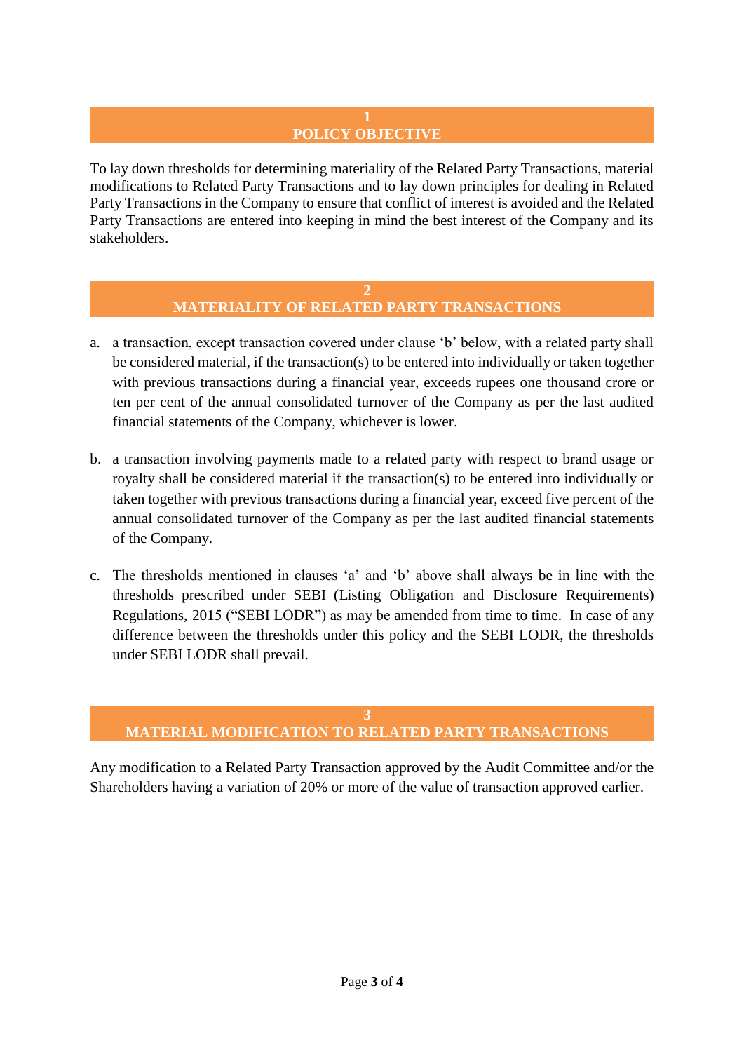## 1
## POLICY OBJECTIVE

To lay down thresholds for determining materiality of the Related Party Transactions, material modifications to Related Party Transactions and to lay down principles for dealing in Related Party Transactions in the Company to ensure that conflict of interest is avoided and the Related Party Transactions are entered into keeping in mind the best interest of the Company and its stakeholders.

## 2
## MATERIALITY OF RELATED PARTY TRANSACTIONS

a. a transaction, except transaction covered under clause 'b' below, with a related party shall be considered material, if the transaction(s) to be entered into individually or taken together with previous transactions during a financial year, exceeds rupees one thousand crore or ten per cent of the annual consolidated turnover of the Company as per the last audited financial statements of the Company, whichever is lower.

b. a transaction involving payments made to a related party with respect to brand usage or royalty shall be considered material if the transaction(s) to be entered into individually or taken together with previous transactions during a financial year, exceed five percent of the annual consolidated turnover of the Company as per the last audited financial statements of the Company.

c. The thresholds mentioned in clauses 'a' and 'b' above shall always be in line with the thresholds prescribed under SEBI (Listing Obligation and Disclosure Requirements) Regulations, 2015 ("SEBI LODR") as may be amended from time to time. In case of any difference between the thresholds under this policy and the SEBI LODR, the thresholds under SEBI LODR shall prevail.

## 3
## MATERIAL MODIFICATION TO RELATED PARTY TRANSACTIONS

Any modification to a Related Party Transaction approved by the Audit Committee and/or the Shareholders having a variation of 20% or more of the value of transaction approved earlier.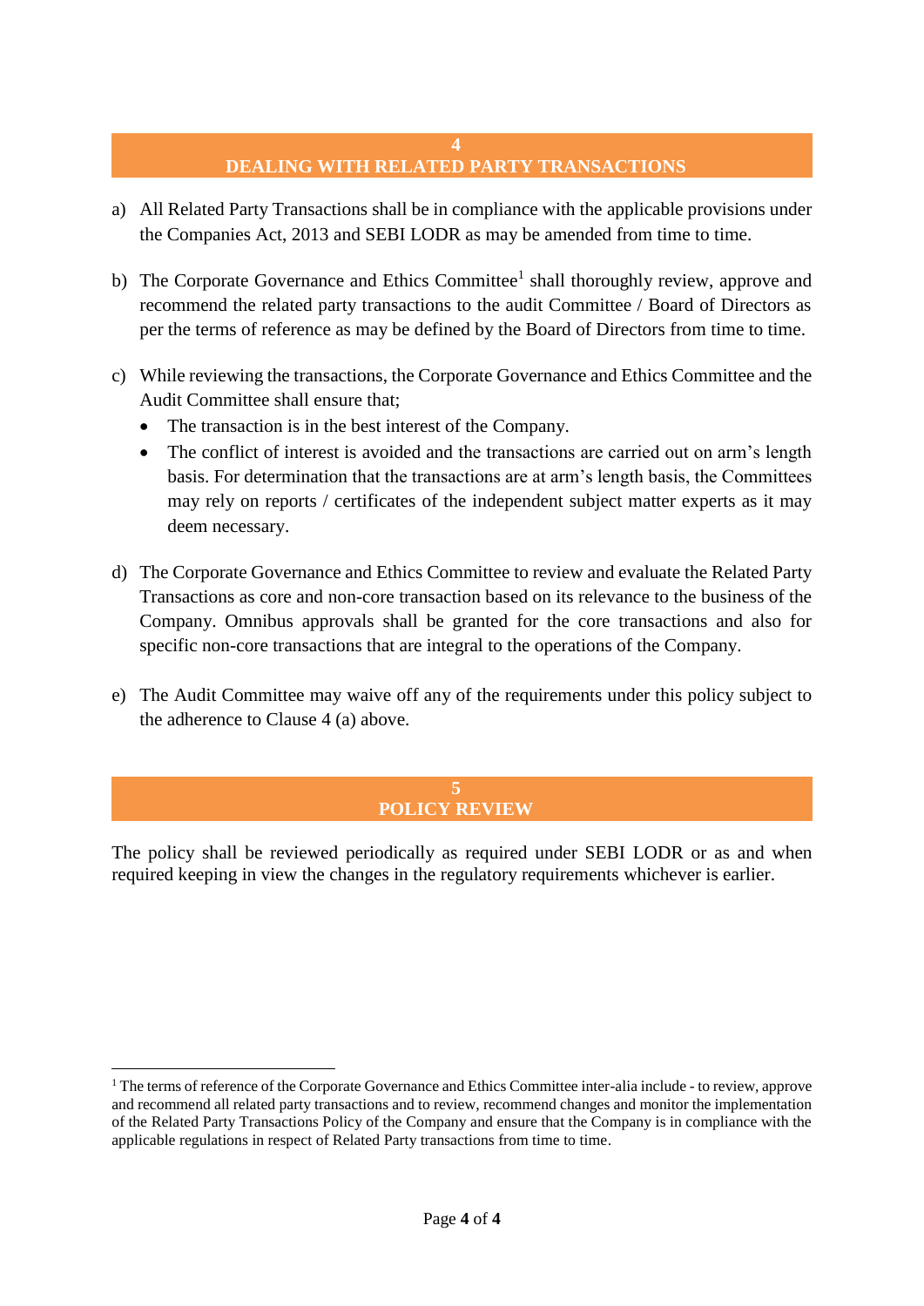## 4 DEALING WITH RELATED PARTY TRANSACTIONS

a) All Related Party Transactions shall be in compliance with the applicable provisions under the Companies Act, 2013 and SEBI LODR as may be amended from time to time.

b) The Corporate Governance and Ethics Committee[1] shall thoroughly review, approve and recommend the related party transactions to the audit Committee / Board of Directors as per the terms of reference as may be defined by the Board of Directors from time to time.

c) While reviewing the transactions, the Corporate Governance and Ethics Committee and the Audit Committee shall ensure that;
   - The transaction is in the best interest of the Company.
   - The conflict of interest is avoided and the transactions are carried out on arm's length basis. For determination that the transactions are at arm's length basis, the Committees may rely on reports / certificates of the independent subject matter experts as it may deem necessary.

d) The Corporate Governance and Ethics Committee to review and evaluate the Related Party Transactions as core and non-core transaction based on its relevance to the business of the Company. Omnibus approvals shall be granted for the core transactions and also for specific non-core transactions that are integral to the operations of the Company.

e) The Audit Committee may waive off any of the requirements under this policy subject to the adherence to Clause 4 (a) above.

## 5 POLICY REVIEW

The policy shall be reviewed periodically as required under SEBI LODR or as and when required keeping in view the changes in the regulatory requirements whichever is earlier.

---

[1] The terms of reference of the Corporate Governance and Ethics Committee inter-alia include - to review, approve and recommend all related party transactions and to review, recommend changes and monitor the implementation of the Related Party Transactions Policy of the Company and ensure that the Company is in compliance with the applicable regulations in respect of Related Party transactions from time to time.